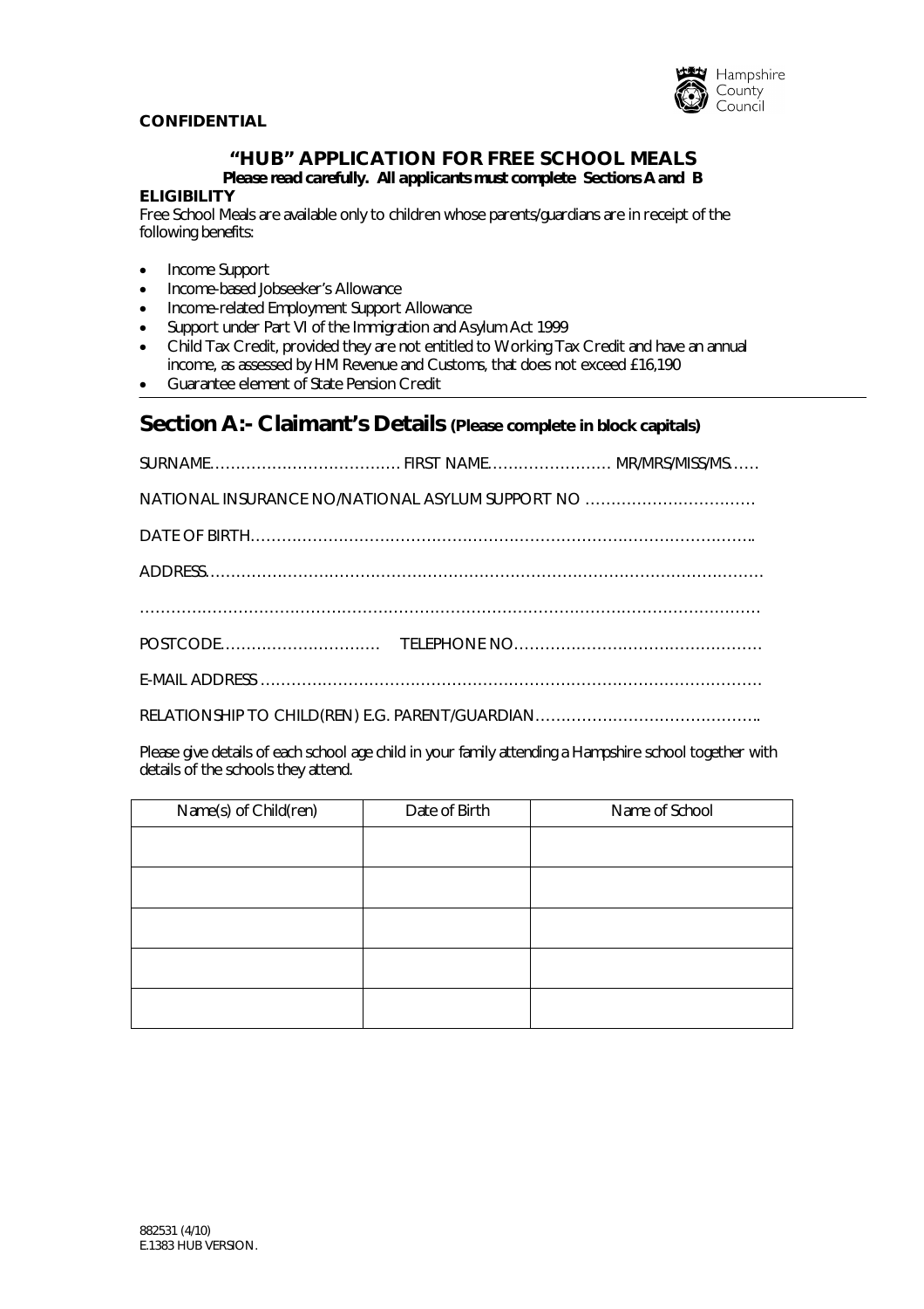**CONFIDENTIAL**

# "HUB" APPLICATION FOR FREE SCHOOL MEALS

**Please read carefully. All applicants must complete Sections A and B**

**ELIGIBILITY**

Free School Meals are available only to children whose parents/guardians are in receipt of the following benefits:

- Income Support
- Income-based Jobseeker's Allowance
- Income-related Employment Support Allowance
- Support under Part VI of the Immigration and Asylum Act 1999
- Child Tax Credit, provided they are not entitled to Working Tax Credit and have an annual income, as assessed by HM Revenue and Customs, that does not exceed £16,190
- Guarantee element of State Pension Credit

## Section A:- Claimant's Details (Please complete in block capitals)

SURNAME……………………………… FIRST NAME…………………… MR/MRS/MISS/MS……

NATIONAL INSURANCE NO/NATIONAL ASYLUM SUPPORT NO ……………………………

DATE OF BIRTH……………………………………………………………………………………..

ADDRESS……………………………………………………………………………………………

……………………………………………………………………………………………………………

POSTCODE………………………… TELEPHONE NO…………………………………………

E-MAIL ADDRESS …………………………………………………………………………………

RELATIONSHIP TO CHILD(REN) E.G. PARENT/GUARDIAN……………………………………..

Please give details of each school age child in your family attending a Hampshire school together with details of the schools they attend.

| Name(s) of Child(ren) | Date of Birth | Name of School |
|---|---|---|
| | | |
| | | |
| | | |
| | | |
| | | |

882531 (4/10)
E.1383 HUB VERSION.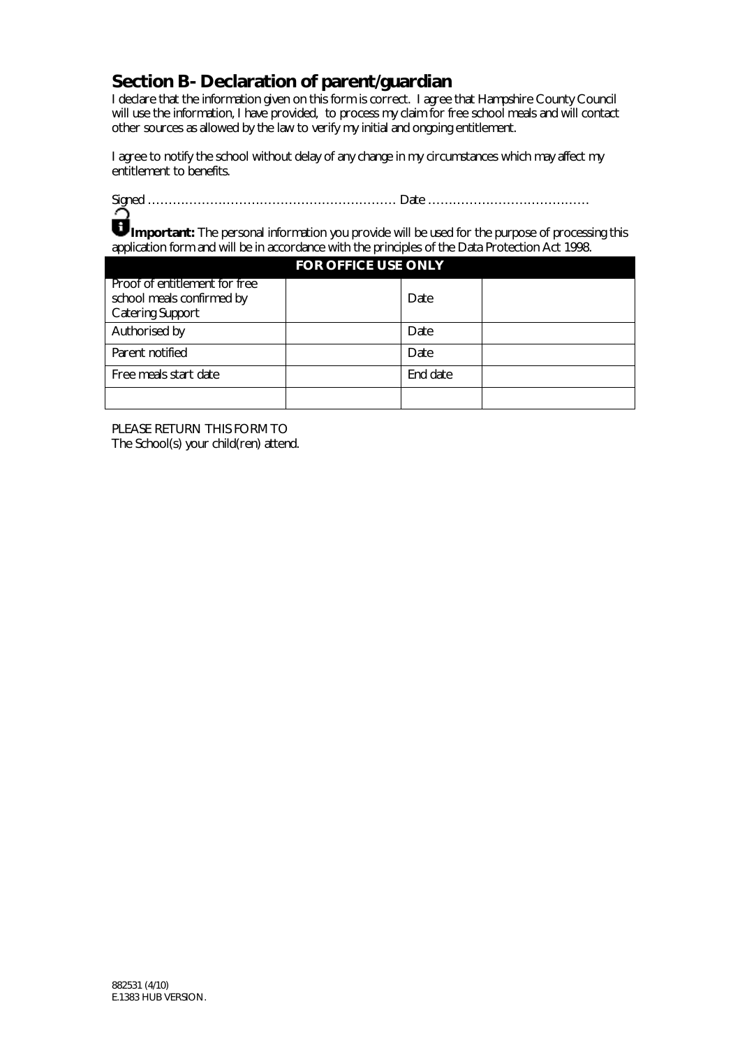## Section B- Declaration of parent/guardian

I declare that the information given on this form is correct. I agree that Hampshire County Council will use the information, I have provided, to process my claim for free school meals and will contact other sources as allowed by the law to verify my initial and ongoing entitlement.

I agree to notify the school without delay of any change in my circumstances which may affect my entitlement to benefits.

Signed ……………………………………………………… Date …………………………………

**Important:** The personal information you provide will be used for the purpose of processing this application form and will be in accordance with the principles of the Data Protection Act 1998.

| FOR OFFICE USE ONLY | | | |
|---|---|---|---|
| Proof of entitlement for free school meals confirmed by Catering Support | | Date | |
| Authorised by | | Date | |
| Parent notified | | Date | |
| Free meals start date | | End date | |
| | | | |

PLEASE RETURN THIS FORM TO
The School(s) your child(ren) attend.

882531 (4/10)
E.1383 HUB VERSION.